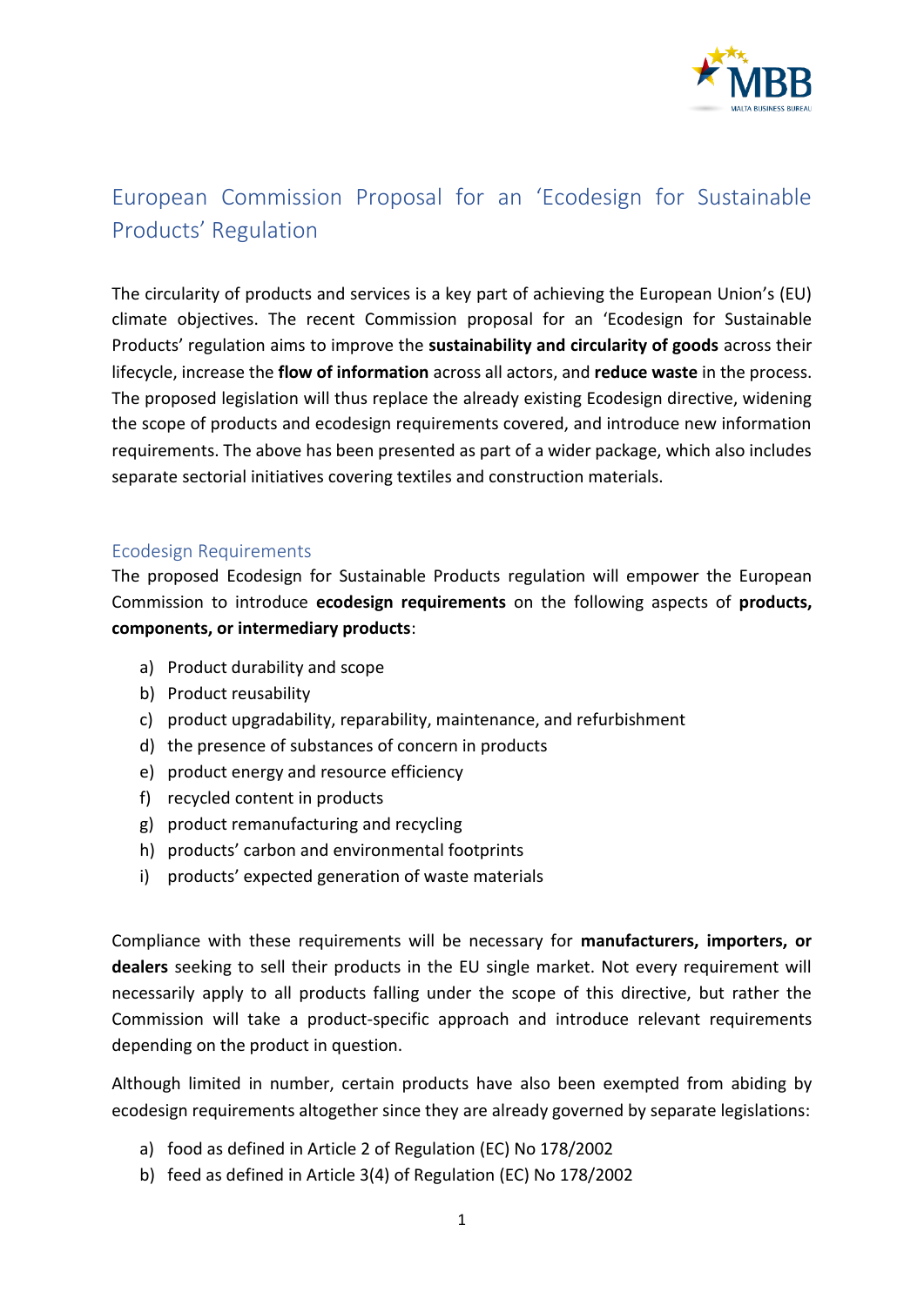# European Commission Proposal for an 'Ecodesign for Sustainable Products' Regulation

The circularity of products and services is a key part of achieving the European Union's (EU) climate objectives. The recent Commission proposal for an 'Ecodesign for Sustainable Products' regulation aims to improve the **sustainability and circularity of goods** across their lifecycle, increase the **flow of information** across all actors, and **reduce waste** in the process. The proposed legislation will thus replace the already existing Ecodesign directive, widening the scope of products and ecodesign requirements covered, and introduce new information requirements. The above has been presented as part of a wider package, which also includes separate sectorial initiatives covering textiles and construction materials.

## Ecodesign Requirements

The proposed Ecodesign for Sustainable Products regulation will empower the European Commission to introduce **ecodesign requirements** on the following aspects of **products, components, or intermediary products**:

a) Product durability and scope
b) Product reusability
c) product upgradability, reparability, maintenance, and refurbishment
d) the presence of substances of concern in products
e) product energy and resource efficiency
f) recycled content in products
g) product remanufacturing and recycling
h) products' carbon and environmental footprints
i) products' expected generation of waste materials

Compliance with these requirements will be necessary for **manufacturers, importers, or dealers** seeking to sell their products in the EU single market. Not every requirement will necessarily apply to all products falling under the scope of this directive, but rather the Commission will take a product-specific approach and introduce relevant requirements depending on the product in question.

Although limited in number, certain products have also been exempted from abiding by ecodesign requirements altogether since they are already governed by separate legislations:

a) food as defined in Article 2 of Regulation (EC) No 178/2002
b) feed as defined in Article 3(4) of Regulation (EC) No 178/2002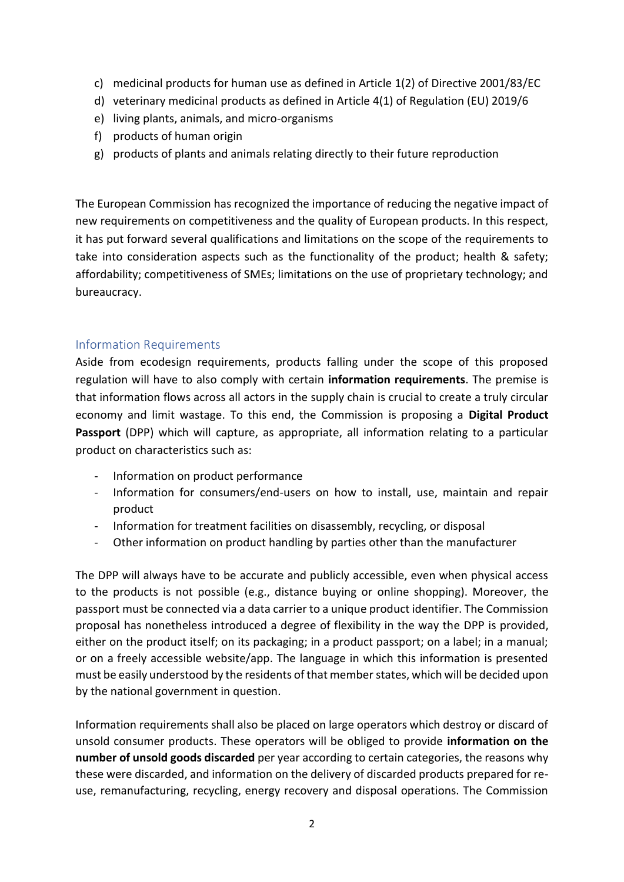c) medicinal products for human use as defined in Article 1(2) of Directive 2001/83/EC
d) veterinary medicinal products as defined in Article 4(1) of Regulation (EU) 2019/6
e) living plants, animals, and micro-organisms
f) products of human origin
g) products of plants and animals relating directly to their future reproduction

The European Commission has recognized the importance of reducing the negative impact of new requirements on competitiveness and the quality of European products. In this respect, it has put forward several qualifications and limitations on the scope of the requirements to take into consideration aspects such as the functionality of the product; health & safety; affordability; competitiveness of SMEs; limitations on the use of proprietary technology; and bureaucracy.

## Information Requirements

Aside from ecodesign requirements, products falling under the scope of this proposed regulation will have to also comply with certain **information requirements**. The premise is that information flows across all actors in the supply chain is crucial to create a truly circular economy and limit wastage. To this end, the Commission is proposing a **Digital Product Passport** (DPP) which will capture, as appropriate, all information relating to a particular product on characteristics such as:

- Information on product performance
- Information for consumers/end-users on how to install, use, maintain and repair product
- Information for treatment facilities on disassembly, recycling, or disposal
- Other information on product handling by parties other than the manufacturer

The DPP will always have to be accurate and publicly accessible, even when physical access to the products is not possible (e.g., distance buying or online shopping). Moreover, the passport must be connected via a data carrier to a unique product identifier. The Commission proposal has nonetheless introduced a degree of flexibility in the way the DPP is provided, either on the product itself; on its packaging; in a product passport; on a label; in a manual; or on a freely accessible website/app. The language in which this information is presented must be easily understood by the residents of that member states, which will be decided upon by the national government in question.

Information requirements shall also be placed on large operators which destroy or discard of unsold consumer products. These operators will be obliged to provide **information on the number of unsold goods discarded** per year according to certain categories, the reasons why these were discarded, and information on the delivery of discarded products prepared for re-use, remanufacturing, recycling, energy recovery and disposal operations. The Commission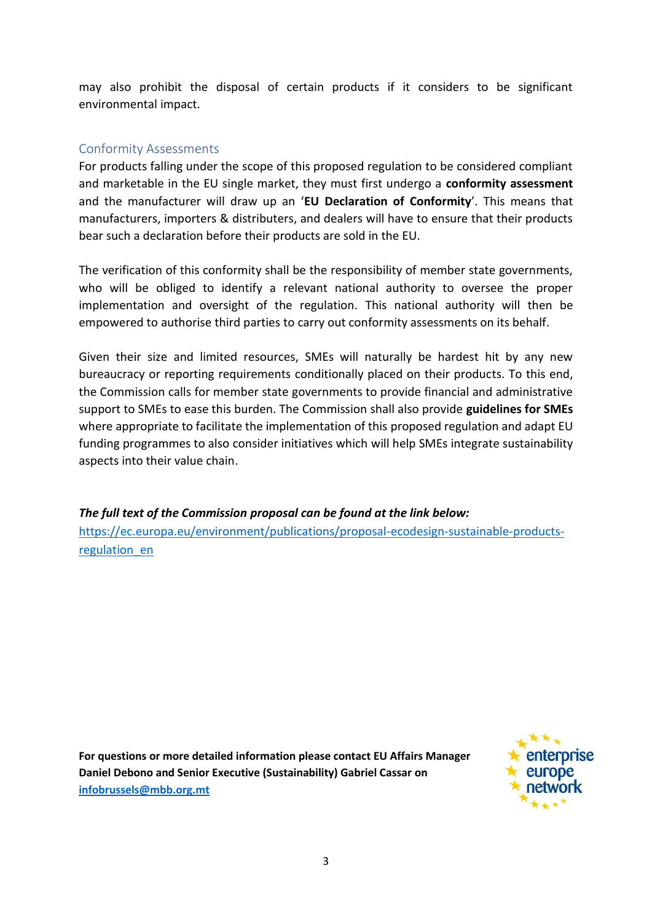may also prohibit the disposal of certain products if it considers to be significant environmental impact.

## Conformity Assessments

For products falling under the scope of this proposed regulation to be considered compliant and marketable in the EU single market, they must first undergo a **conformity assessment** and the manufacturer will draw up an '**EU Declaration of Conformity**'. This means that manufacturers, importers & distributers, and dealers will have to ensure that their products bear such a declaration before their products are sold in the EU.

The verification of this conformity shall be the responsibility of member state governments, who will be obliged to identify a relevant national authority to oversee the proper implementation and oversight of the regulation. This national authority will then be empowered to authorise third parties to carry out conformity assessments on its behalf.

Given their size and limited resources, SMEs will naturally be hardest hit by any new bureaucracy or reporting requirements conditionally placed on their products. To this end, the Commission calls for member state governments to provide financial and administrative support to SMEs to ease this burden. The Commission shall also provide **guidelines for SMEs** where appropriate to facilitate the implementation of this proposed regulation and adapt EU funding programmes to also consider initiatives which will help SMEs integrate sustainability aspects into their value chain.

***The full text of the Commission proposal can be found at the link below:***

[https://ec.europa.eu/environment/publications/proposal-ecodesign-sustainable-products-regulation_en](https://ec.europa.eu/environment/publications/proposal-ecodesign-sustainable-products-regulation_en)

**For questions or more detailed information please contact EU Affairs Manager Daniel Debono and Senior Executive (Sustainability) Gabriel Cassar on [infobrussels@mbb.org.mt](mailto:infobrussels@mbb.org.mt)**

enterprise europe network